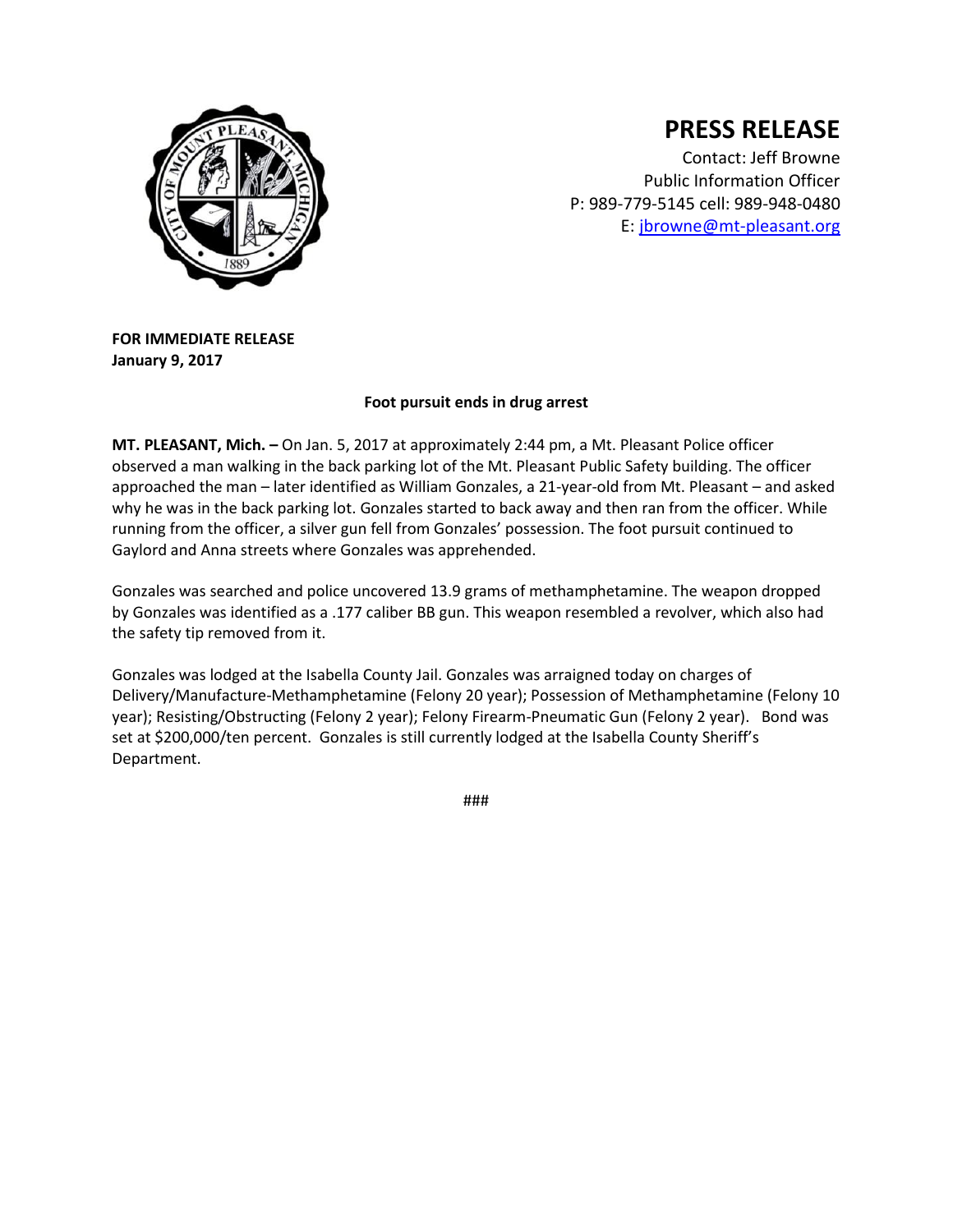# PRESS RELEASE

Contact: Jeff Browne
Public Information Officer
P: 989-779-5145 cell: 989-948-0480
E: jbrowne@mt-pleasant.org

**FOR IMMEDIATE RELEASE**
**January 9, 2017**

**Foot pursuit ends in drug arrest**

**MT. PLEASANT, Mich. –** On Jan. 5, 2017 at approximately 2:44 pm, a Mt. Pleasant Police officer observed a man walking in the back parking lot of the Mt. Pleasant Public Safety building. The officer approached the man – later identified as William Gonzales, a 21-year-old from Mt. Pleasant – and asked why he was in the back parking lot. Gonzales started to back away and then ran from the officer. While running from the officer, a silver gun fell from Gonzales' possession. The foot pursuit continued to Gaylord and Anna streets where Gonzales was apprehended.

Gonzales was searched and police uncovered 13.9 grams of methamphetamine. The weapon dropped by Gonzales was identified as a .177 caliber BB gun. This weapon resembled a revolver, which also had the safety tip removed from it.

Gonzales was lodged at the Isabella County Jail. Gonzales was arraigned today on charges of Delivery/Manufacture-Methamphetamine (Felony 20 year); Possession of Methamphetamine (Felony 10 year); Resisting/Obstructing (Felony 2 year); Felony Firearm-Pneumatic Gun (Felony 2 year). Bond was set at $200,000/ten percent. Gonzales is still currently lodged at the Isabella County Sheriff's Department.

###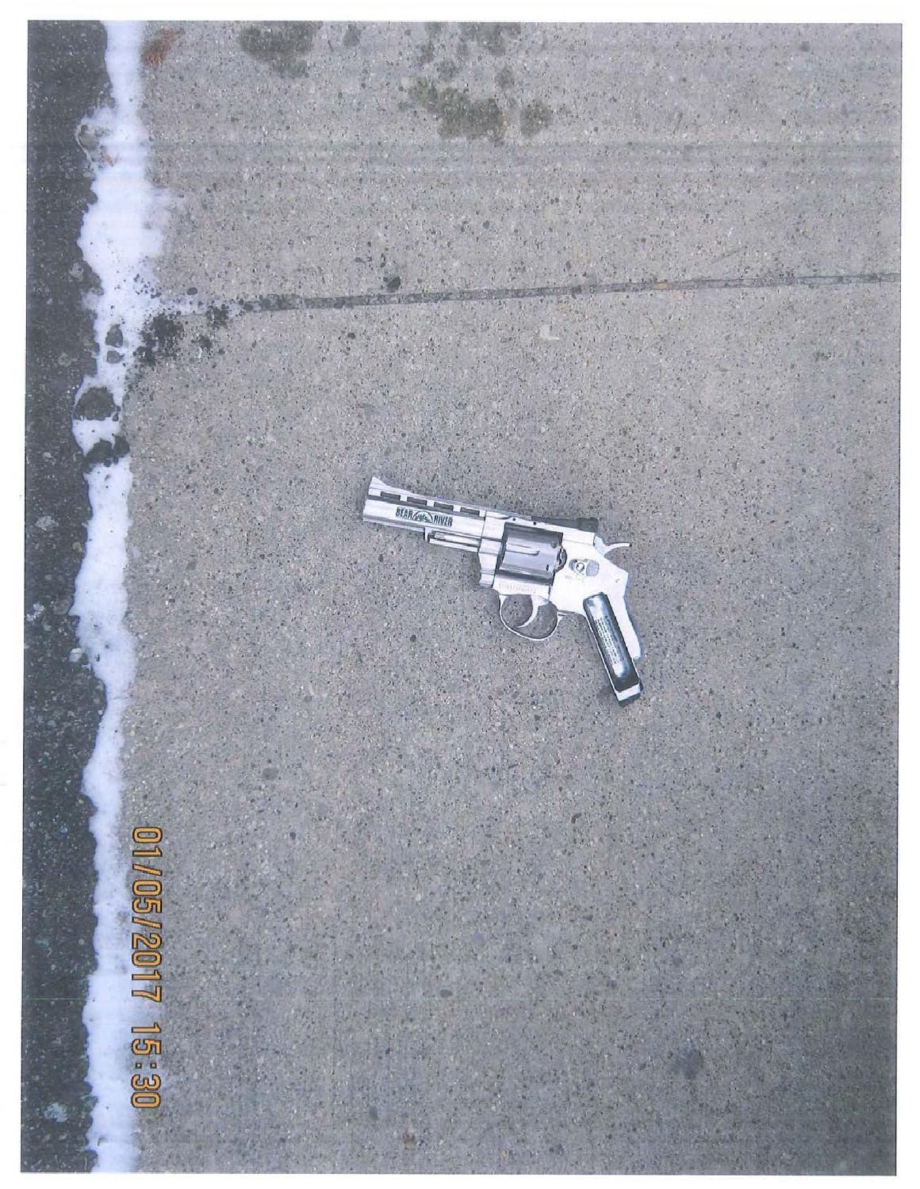01/05/2017 15:30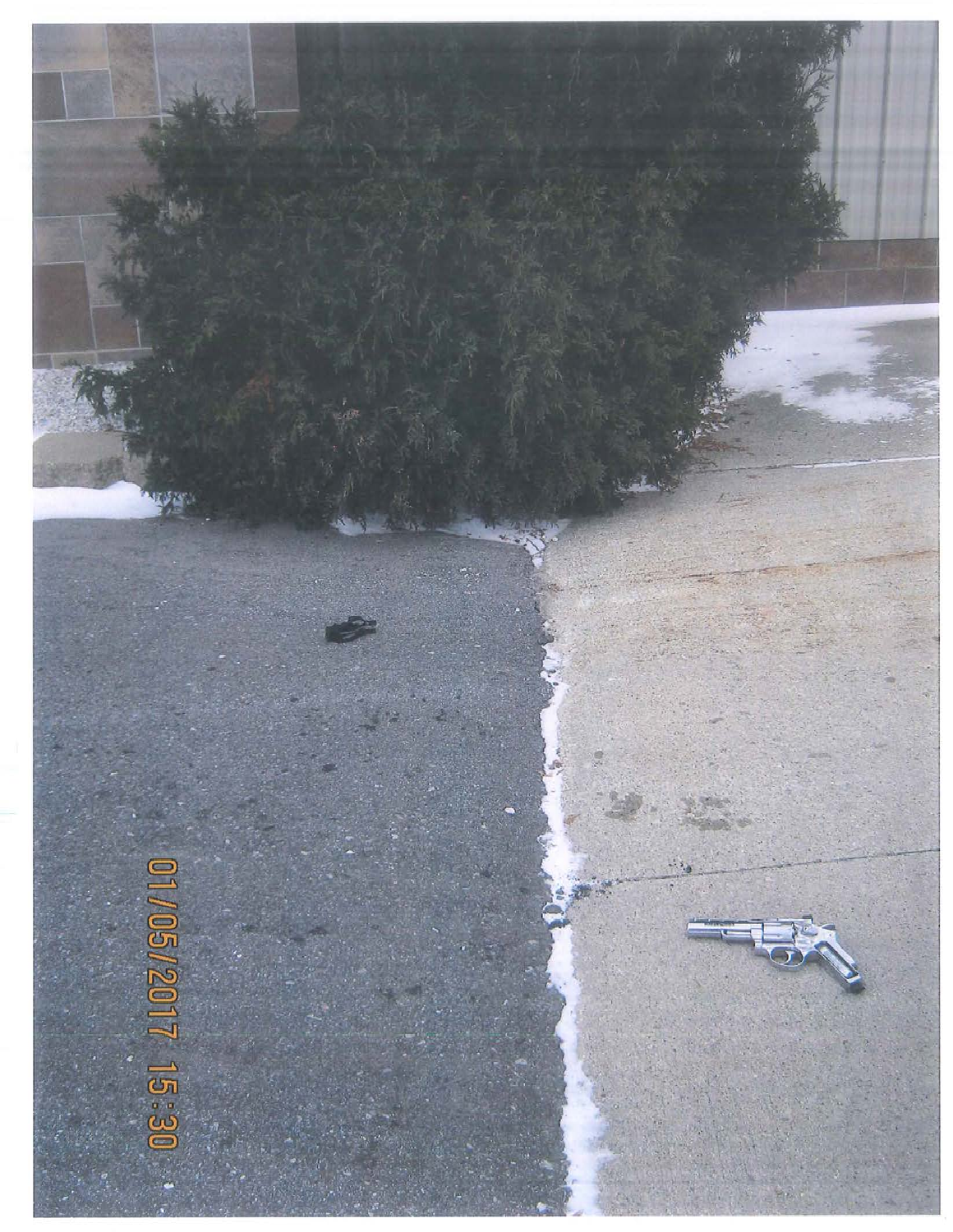01/05/2017 15:30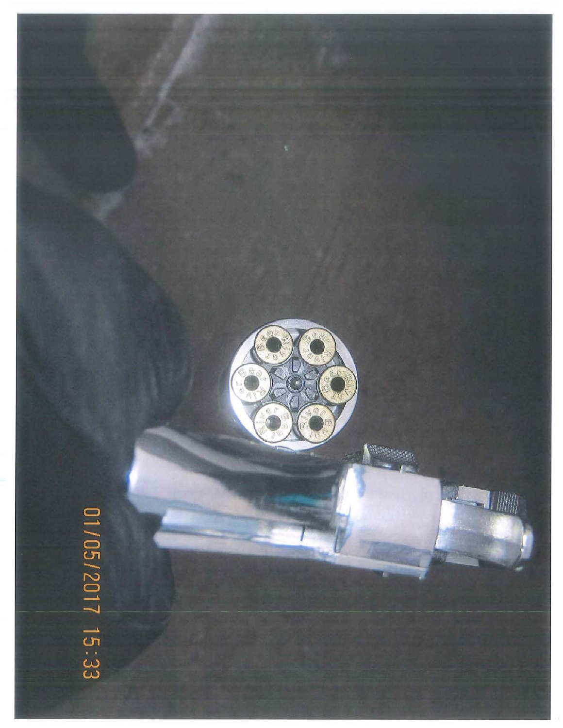01/05/2017 15:33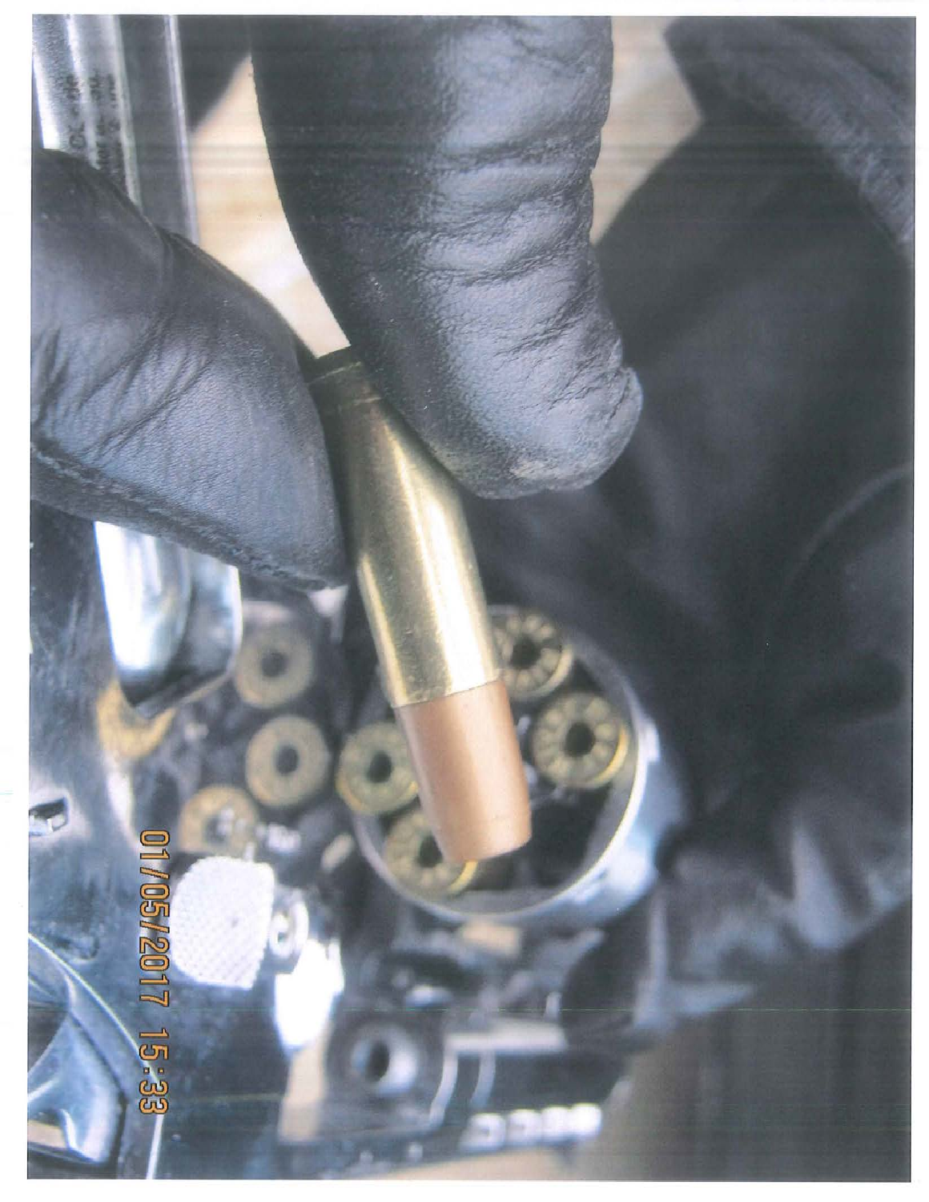01/05/2017 15:33